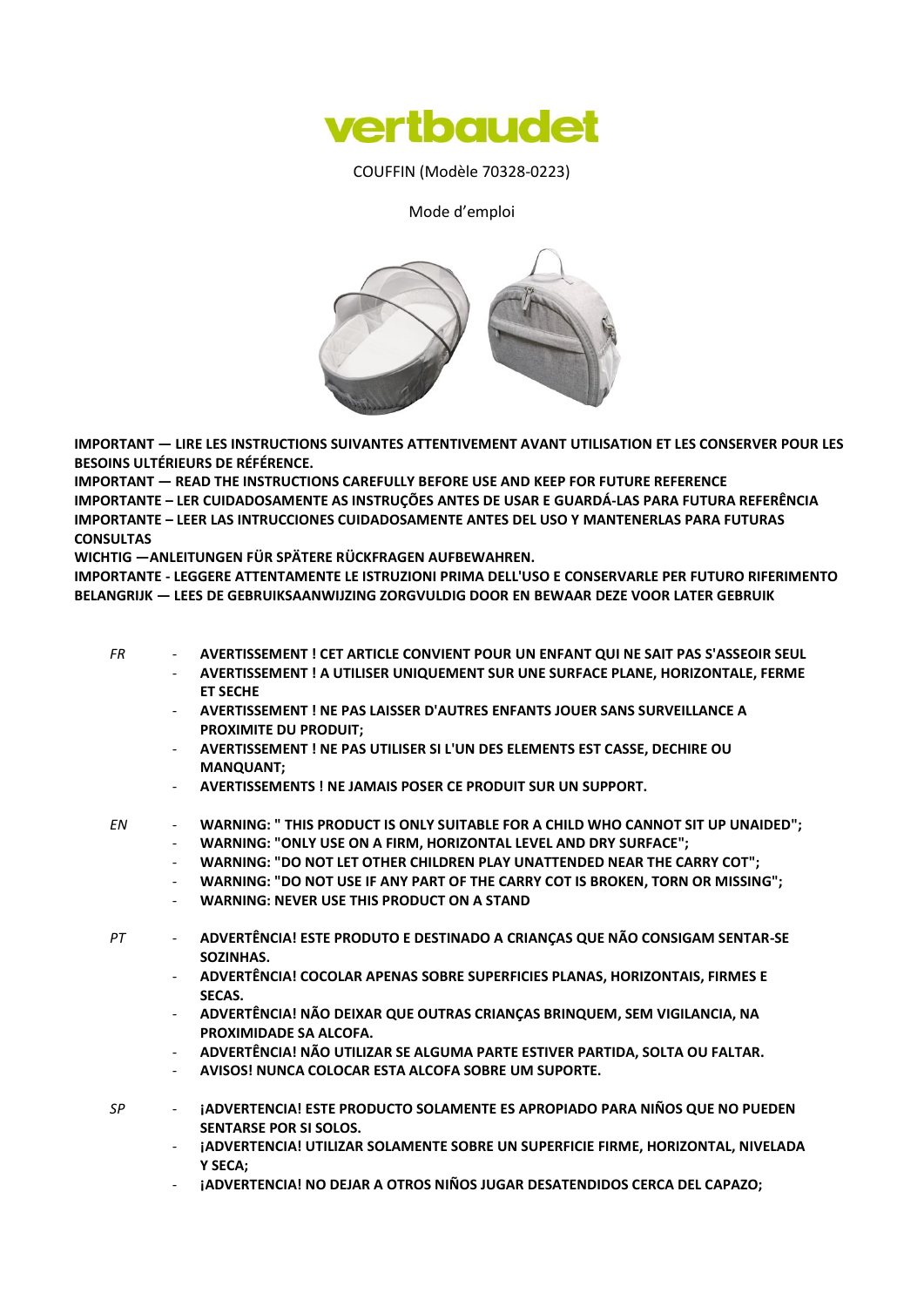# vertbaudet

COUFFIN (Modèle 70328-0223)

Mode d'emploi

**IMPORTANT — LIRE LES INSTRUCTIONS SUIVANTES ATTENTIVEMENT AVANT UTILISATION ET LES CONSERVER POUR LES BESOINS ULTÉRIEURS DE RÉFÉRENCE.**
**IMPORTANT — READ THE INSTRUCTIONS CAREFULLY BEFORE USE AND KEEP FOR FUTURE REFERENCE**
**IMPORTANTE – LER CUIDADOSAMENTE AS INSTRUÇÕES ANTES DE USAR E GUARDÁ-LAS PARA FUTURA REFERÊNCIA**
**IMPORTANTE – LEER LAS INTRUCCIONES CUIDADOSAMENTE ANTES DEL USO Y MANTENERLAS PARA FUTURAS CONSULTAS**
**WICHTIG —ANLEITUNGEN FÜR SPÄTERE RÜCKFRAGEN AUFBEWAHREN.**
**IMPORTANTE - LEGGERE ATTENTAMENTE LE ISTRUZIONI PRIMA DELL'USO E CONSERVARLE PER FUTURO RIFERIMENTO**
**BELANGRIJK — LEES DE GEBRUIKSAANWIJZING ZORGVULDIG DOOR EN BEWAAR DEZE VOOR LATER GEBRUIK**

*FR*

- **AVERTISSEMENT ! CET ARTICLE CONVIENT POUR UN ENFANT QUI NE SAIT PAS S'ASSEOIR SEUL**
- **AVERTISSEMENT ! A UTILISER UNIQUEMENT SUR UNE SURFACE PLANE, HORIZONTALE, FERME ET SECHE**
- **AVERTISSEMENT ! NE PAS LAISSER D'AUTRES ENFANTS JOUER SANS SURVEILLANCE A PROXIMITE DU PRODUIT;**
- **AVERTISSEMENT ! NE PAS UTILISER SI L'UN DES ELEMENTS EST CASSE, DECHIRE OU MANQUANT;**
- **AVERTISSEMENTS ! NE JAMAIS POSER CE PRODUIT SUR UN SUPPORT.**

*EN*

- **WARNING: " THIS PRODUCT IS ONLY SUITABLE FOR A CHILD WHO CANNOT SIT UP UNAIDED";**
- **WARNING: "ONLY USE ON A FIRM, HORIZONTAL LEVEL AND DRY SURFACE";**
- **WARNING: "DO NOT LET OTHER CHILDREN PLAY UNATTENDED NEAR THE CARRY COT";**
- **WARNING: "DO NOT USE IF ANY PART OF THE CARRY COT IS BROKEN, TORN OR MISSING";**
- **WARNING: NEVER USE THIS PRODUCT ON A STAND**

*PT*

- **ADVERTÊNCIA! ESTE PRODUTO E DESTINADO A CRIANÇAS QUE NÃO CONSIGAM SENTAR-SE SOZINHAS.**
- **ADVERTÊNCIA! COCOLAR APENAS SOBRE SUPERFICIES PLANAS, HORIZONTAIS, FIRMES E SECAS.**
- **ADVERTÊNCIA! NÃO DEIXAR QUE OUTRAS CRIANÇAS BRINQUEM, SEM VIGILANCIA, NA PROXIMIDADE SA ALCOFA.**
- **ADVERTÊNCIA! NÃO UTILIZAR SE ALGUMA PARTE ESTIVER PARTIDA, SOLTA OU FALTAR.**
- **AVISOS! NUNCA COLOCAR ESTA ALCOFA SOBRE UM SUPORTE.**

*SP*

- **¡ADVERTENCIA! ESTE PRODUCTO SOLAMENTE ES APROPIADO PARA NIÑOS QUE NO PUEDEN SENTARSE POR SI SOLOS.**
- **¡ADVERTENCIA! UTILIZAR SOLAMENTE SOBRE UN SUPERFICIE FIRME, HORIZONTAL, NIVELADA Y SECA;**
- **¡ADVERTENCIA! NO DEJAR A OTROS NIÑOS JUGAR DESATENDIDOS CERCA DEL CAPAZO;**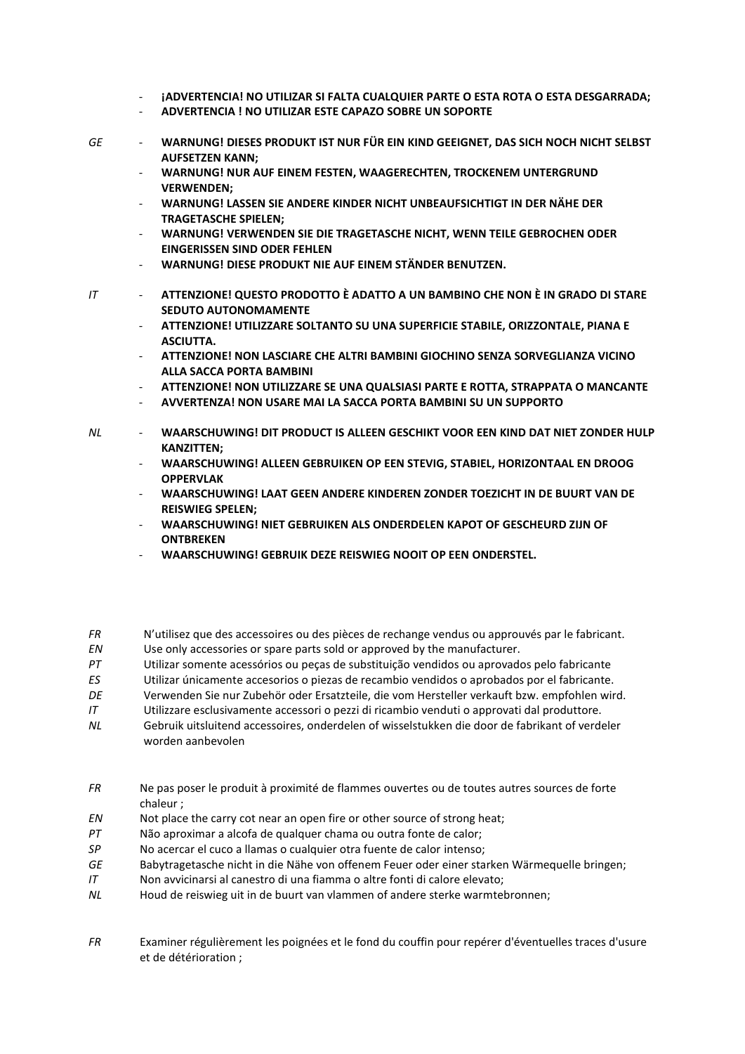- **¡ADVERTENCIA! NO UTILIZAR SI FALTA CUALQUIER PARTE O ESTA ROTA O ESTA DESGARRADA;**
- **ADVERTENCIA ! NO UTILIZAR ESTE CAPAZO SOBRE UN SOPORTE**

*GE*

- **WARNUNG! DIESES PRODUKT IST NUR FÜR EIN KIND GEEIGNET, DAS SICH NOCH NICHT SELBST AUFSETZEN KANN;**
- **WARNUNG! NUR AUF EINEM FESTEN, WAAGERECHTEN, TROCKENEM UNTERGRUND VERWENDEN;**
- **WARNUNG! LASSEN SIE ANDERE KINDER NICHT UNBEAUFSICHTIGT IN DER NÄHE DER TRAGETASCHE SPIELEN;**
- **WARNUNG! VERWENDEN SIE DIE TRAGETASCHE NICHT, WENN TEILE GEBROCHEN ODER EINGERISSEN SIND ODER FEHLEN**
- **WARNUNG! DIESE PRODUKT NIE AUF EINEM STÄNDER BENUTZEN.**

*IT*

- **ATTENZIONE! QUESTO PRODOTTO È ADATTO A UN BAMBINO CHE NON È IN GRADO DI STARE SEDUTO AUTONOMAMENTE**
- **ATTENZIONE! UTILIZZARE SOLTANTO SU UNA SUPERFICIE STABILE, ORIZZONTALE, PIANA E ASCIUTTA.**
- **ATTENZIONE! NON LASCIARE CHE ALTRI BAMBINI GIOCHINO SENZA SORVEGLIANZA VICINO ALLA SACCA PORTA BAMBINI**
- **ATTENZIONE! NON UTILIZZARE SE UNA QUALSIASI PARTE E ROTTA, STRAPPATA O MANCANTE**
- **AVVERTENZA! NON USARE MAI LA SACCA PORTA BAMBINI SU UN SUPPORTO**

*NL*

- **WAARSCHUWING! DIT PRODUCT IS ALLEEN GESCHIKT VOOR EEN KIND DAT NIET ZONDER HULP KANZITTEN;**
- **WAARSCHUWING! ALLEEN GEBRUIKEN OP EEN STEVIG, STABIEL, HORIZONTAAL EN DROOG OPPERVLAK**
- **WAARSCHUWING! LAAT GEEN ANDERE KINDEREN ZONDER TOEZICHT IN DE BUURT VAN DE REISWIEG SPELEN;**
- **WAARSCHUWING! NIET GEBRUIKEN ALS ONDERDELEN KAPOT OF GESCHEURD ZIJN OF ONTBREKEN**
- **WAARSCHUWING! GEBRUIK DEZE REISWIEG NOOIT OP EEN ONDERSTEL.**

*FR* N'utilisez que des accessoires ou des pièces de rechange vendus ou approuvés par le fabricant.
*EN* Use only accessories or spare parts sold or approved by the manufacturer.
*PT* Utilizar somente acessórios ou peças de substituição vendidos ou aprovados pelo fabricante
*ES* Utilizar únicamente accesorios o piezas de recambio vendidos o aprobados por el fabricante.
*DE* Verwenden Sie nur Zubehör oder Ersatzteile, die vom Hersteller verkauft bzw. empfohlen wird.
*IT* Utilizzare esclusivamente accessori o pezzi di ricambio venduti o approvati dal produttore.
*NL* Gebruik uitsluitend accessoires, onderdelen of wisselstukken die door de fabrikant of verdeler worden aanbevolen

*FR* Ne pas poser le produit à proximité de flammes ouvertes ou de toutes autres sources de forte chaleur ;
*EN* Not place the carry cot near an open fire or other source of strong heat;
*PT* Não aproximar a alcofa de qualquer chama ou outra fonte de calor;
*SP* No acercar el cuco a llamas o cualquier otra fuente de calor intenso;
*GE* Babytragetasche nicht in die Nähe von offenem Feuer oder einer starken Wärmequelle bringen;
*IT* Non avvicinarsi al canestro di una fiamma o altre fonti di calore elevato;
*NL* Houd de reiswieg uit in de buurt van vlammen of andere sterke warmtebronnen;

*FR* Examiner régulièrement les poignées et le fond du couffin pour repérer d'éventuelles traces d'usure et de détérioration ;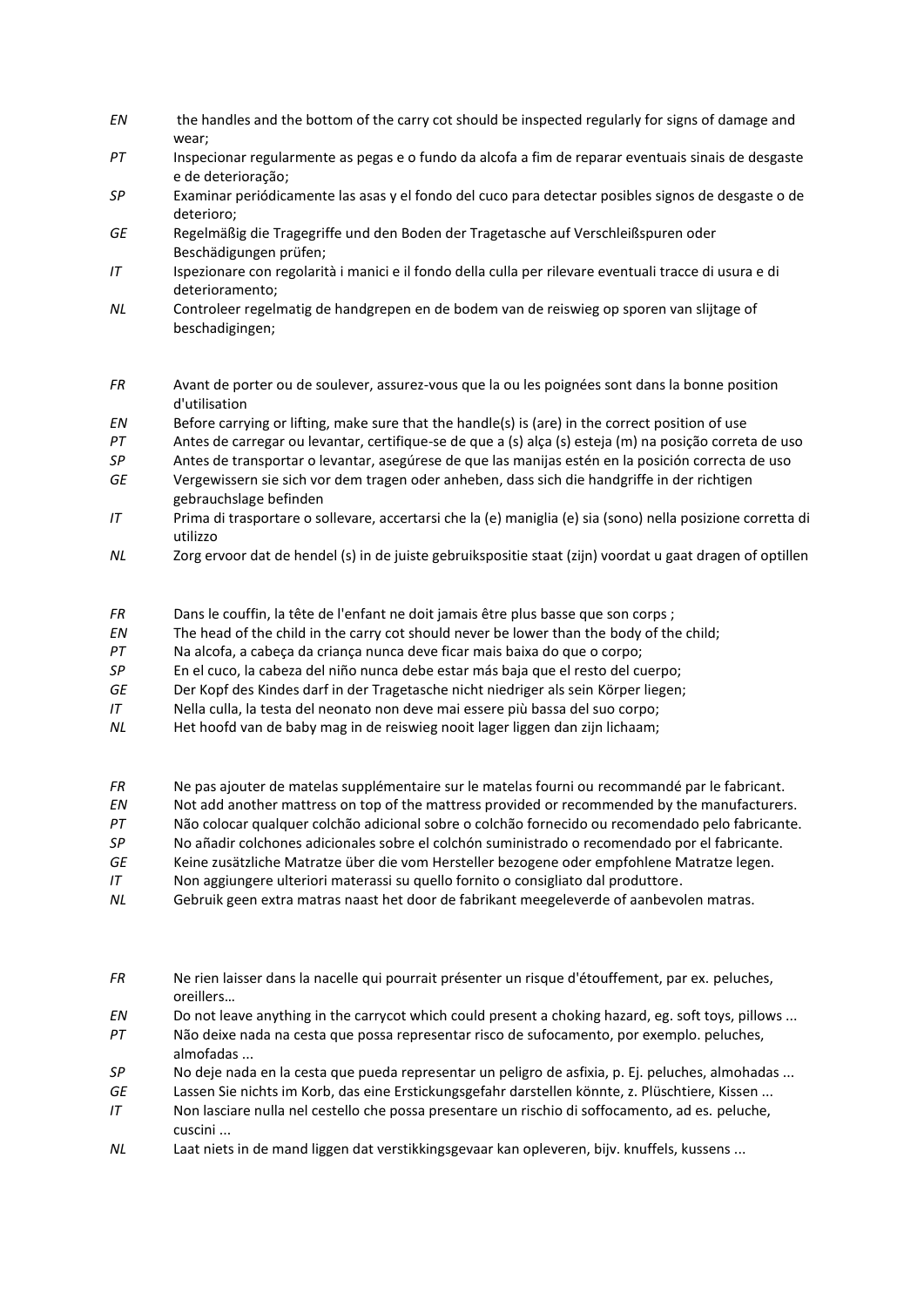EN the handles and the bottom of the carry cot should be inspected regularly for signs of damage and wear;
PT Inspecionar regularmente as pegas e o fundo da alcofa a fim de reparar eventuais sinais de desgaste e de deterioração;
SP Examinar periódicamente las asas y el fondo del cuco para detectar posibles signos de desgaste o de deterioro;
GE Regelmäßig die Tragegriffe und den Boden der Tragetasche auf Verschleißspuren oder Beschädigungen prüfen;
IT Ispezionare con regolarità i manici e il fondo della culla per rilevare eventuali tracce di usura e di deterioramento;
NL Controleer regelmatig de handgrepen en de bodem van de reiswieg op sporen van slijtage of beschadigingen;

FR Avant de porter ou de soulever, assurez-vous que la ou les poignées sont dans la bonne position d'utilisation
EN Before carrying or lifting, make sure that the handle(s) is (are) in the correct position of use
PT Antes de carregar ou levantar, certifique-se de que a (s) alça (s) esteja (m) na posição correta de uso
SP Antes de transportar o levantar, asegúrese de que las manijas estén en la posición correcta de uso
GE Vergewissern sie sich vor dem tragen oder anheben, dass sich die handgriffe in der richtigen gebrauchslage befinden
IT Prima di trasportare o sollevare, accertarsi che la (e) maniglia (e) sia (sono) nella posizione corretta di utilizzo
NL Zorg ervoor dat de hendel (s) in de juiste gebruikspositie staat (zijn) voordat u gaat dragen of optillen

FR Dans le couffin, la tête de l'enfant ne doit jamais être plus basse que son corps ;
EN The head of the child in the carry cot should never be lower than the body of the child;
PT Na alcofa, a cabeça da criança nunca deve ficar mais baixa do que o corpo;
SP En el cuco, la cabeza del niño nunca debe estar más baja que el resto del cuerpo;
GE Der Kopf des Kindes darf in der Tragetasche nicht niedriger als sein Körper liegen;
IT Nella culla, la testa del neonato non deve mai essere più bassa del suo corpo;
NL Het hoofd van de baby mag in de reiswieg nooit lager liggen dan zijn lichaam;

FR Ne pas ajouter de matelas supplémentaire sur le matelas fourni ou recommandé par le fabricant.
EN Not add another mattress on top of the mattress provided or recommended by the manufacturers.
PT Não colocar qualquer colchão adicional sobre o colchão fornecido ou recomendado pelo fabricante.
SP No añadir colchones adicionales sobre el colchón suministrado o recomendado por el fabricante.
GE Keine zusätzliche Matratze über die vom Hersteller bezogene oder empfohlene Matratze legen.
IT Non aggiungere ulteriori materassi su quello fornito o consigliato dal produttore.
NL Gebruik geen extra matras naast het door de fabrikant meegeleverde of aanbevolen matras.

FR Ne rien laisser dans la nacelle qui pourrait présenter un risque d'étouffement, par ex. peluches, oreillers…
EN Do not leave anything in the carrycot which could present a choking hazard, eg. soft toys, pillows ...
PT Não deixe nada na cesta que possa representar risco de sufocamento, por exemplo. peluches, almofadas ...
SP No deje nada en la cesta que pueda representar un peligro de asfixia, p. Ej. peluches, almohadas ...
GE Lassen Sie nichts im Korb, das eine Erstickungsgefahr darstellen könnte, z. Plüschtiere, Kissen ...
IT Non lasciare nulla nel cestello che possa presentare un rischio di soffocamento, ad es. peluche, cuscini ...
NL Laat niets in de mand liggen dat verstikkingsgevaar kan opleveren, bijv. knuffels, kussens ...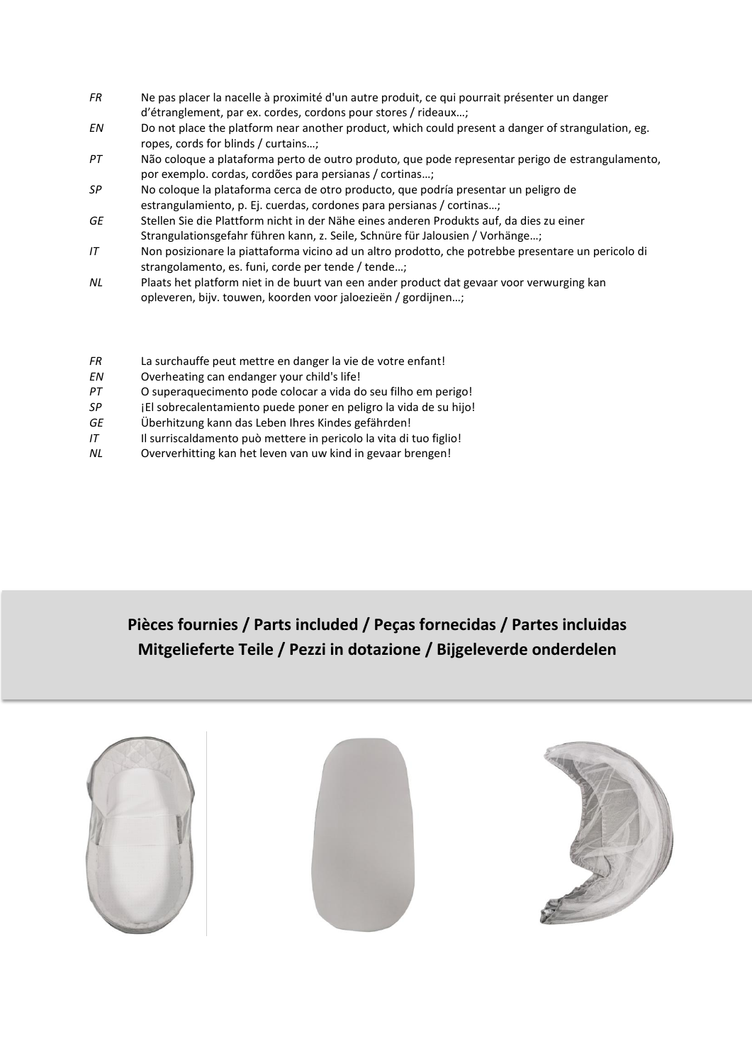*FR* Ne pas placer la nacelle à proximité d'un autre produit, ce qui pourrait présenter un danger d'étranglement, par ex. cordes, cordons pour stores / rideaux…;

*EN* Do not place the platform near another product, which could present a danger of strangulation, eg. ropes, cords for blinds / curtains…;

*PT* Não coloque a plataforma perto de outro produto, que pode representar perigo de estrangulamento, por exemplo. cordas, cordões para persianas / cortinas…;

*SP* No coloque la plataforma cerca de otro producto, que podría presentar un peligro de estrangulamiento, p. Ej. cuerdas, cordones para persianas / cortinas…;

*GE* Stellen Sie die Plattform nicht in der Nähe eines anderen Produkts auf, da dies zu einer Strangulationsgefahr führen kann, z. Seile, Schnüre für Jalousien / Vorhänge…;

*IT* Non posizionare la piattaforma vicino ad un altro prodotto, che potrebbe presentare un pericolo di strangolamento, es. funi, corde per tende / tende…;

*NL* Plaats het platform niet in de buurt van een ander product dat gevaar voor verwurging kan opleveren, bijv. touwen, koorden voor jaloezieën / gordijnen…;

*FR* La surchauffe peut mettre en danger la vie de votre enfant!

*EN* Overheating can endanger your child's life!

*PT* O superaquecimento pode colocar a vida do seu filho em perigo!

*SP* ¡El sobrecalentamiento puede poner en peligro la vida de su hijo!

*GE* Überhitzung kann das Leben Ihres Kindes gefährden!

*IT* Il surriscaldamento può mettere in pericolo la vita di tuo figlio!

*NL* Oververhitting kan het leven van uw kind in gevaar brengen!

## Pièces fournies / Parts included / Peças fornecidas / Partes incluidas Mitgelieferte Teile / Pezzi in dotazione / Bijgeleverde onderdelen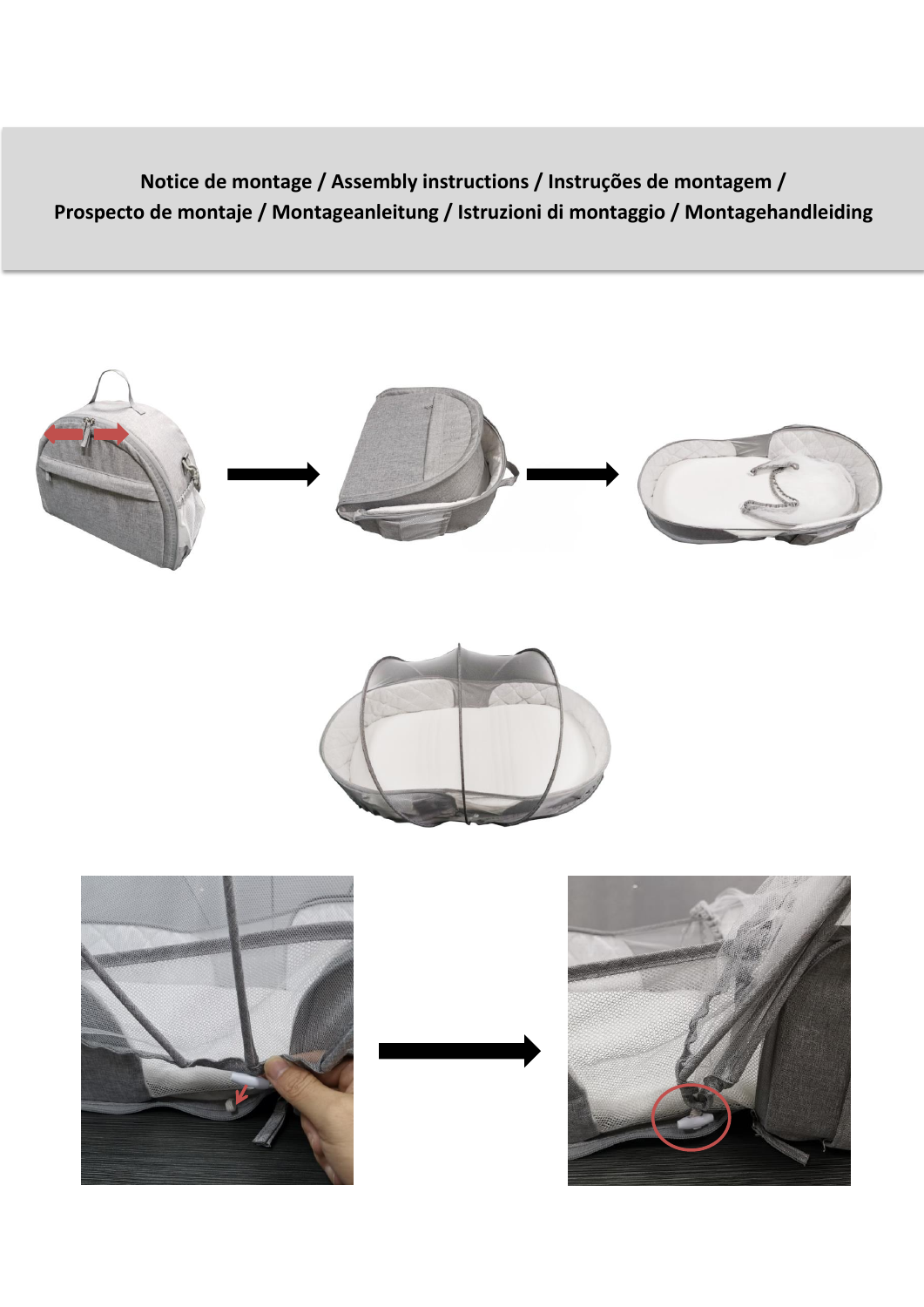**Notice de montage / Assembly instructions / Instruções de montagem /**
**Prospecto de montaje / Montageanleitung / Istruzioni di montaggio / Montagehandleiding**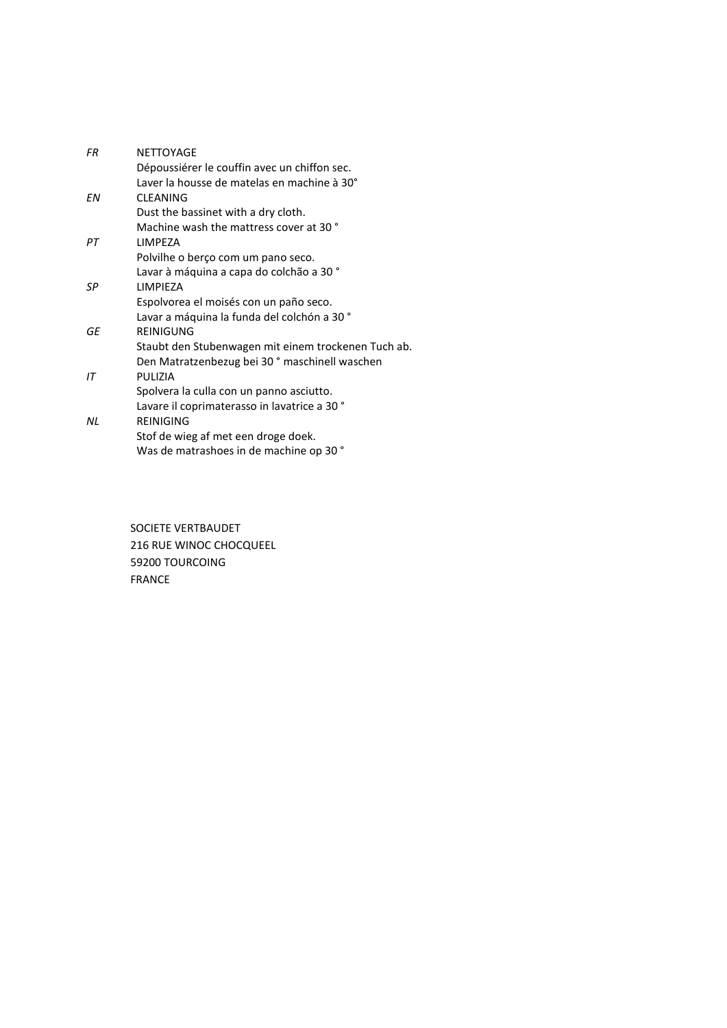*FR* NETTOYAGE
Dépoussiérer le couffin avec un chiffon sec.
Laver la housse de matelas en machine à 30°

*EN* CLEANING
Dust the bassinet with a dry cloth.
Machine wash the mattress cover at 30 °

*PT* LIMPEZA
Polvilhe o berço com um pano seco.
Lavar à máquina a capa do colchão a 30 °

*SP* LIMPIEZA
Espolvorea el moisés con un paño seco.
Lavar a máquina la funda del colchón a 30 °

*GE* REINIGUNG
Staubt den Stubenwagen mit einem trockenen Tuch ab.
Den Matratzenbezug bei 30 ° maschinell waschen

*IT* PULIZIA
Spolvera la culla con un panno asciutto.
Lavare il coprimaterasso in lavatrice a 30 °

*NL* REINIGING
Stof de wieg af met een droge doek.
Was de matrashoes in de machine op 30 °

SOCIETE VERTBAUDET
216 RUE WINOC CHOCQUEEL
59200 TOURCOING
FRANCE